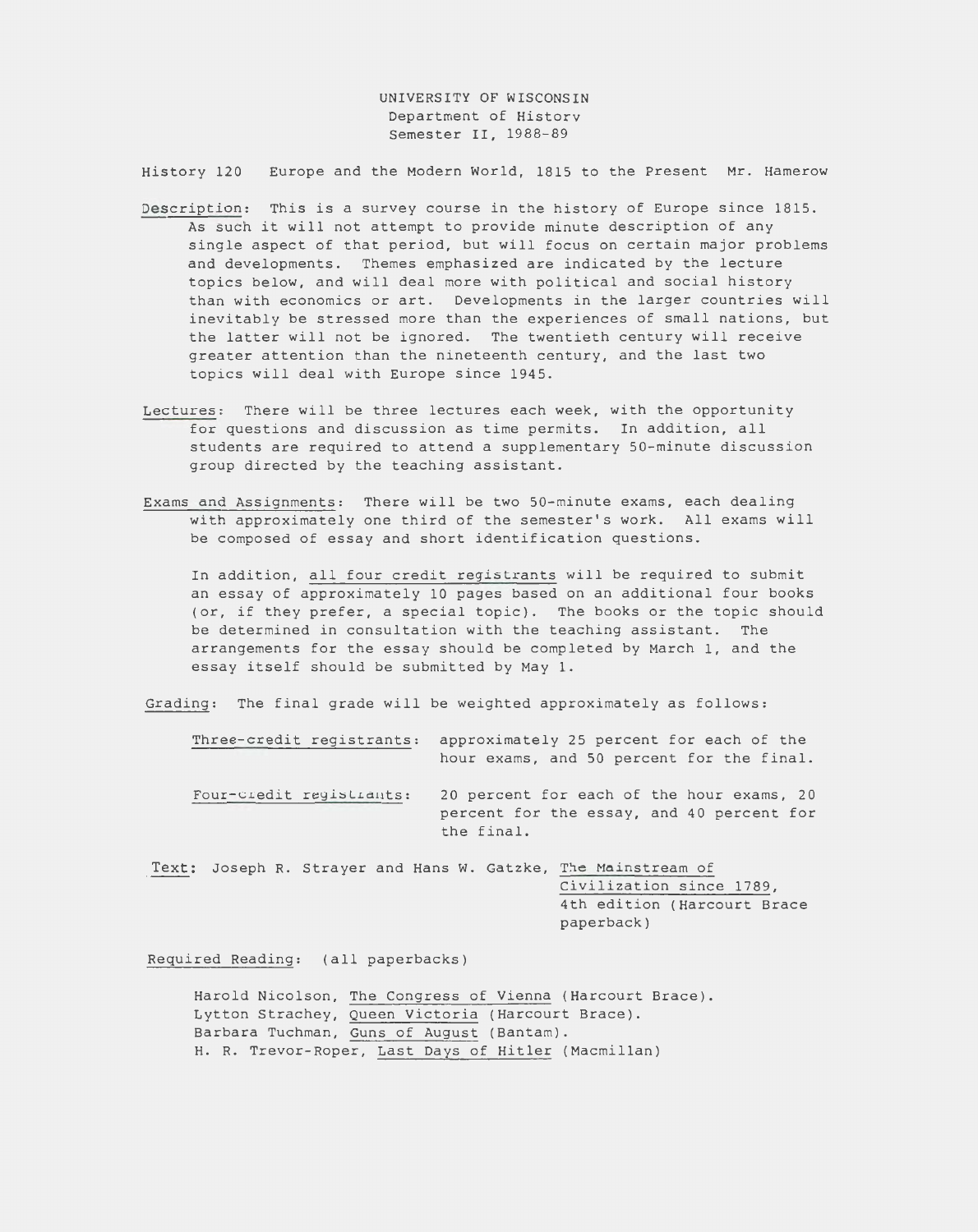UNIVERSITY OF WISCONSIN
Department of Historv
Semester II, 1988-89

History 120 Europe and the Modern World, 1815 to the Present Mr. Hamerow

Description: This is a survey course in the history of Europe since 1815. As such it will not attempt to provide minute description of any single aspect of that period, but will focus on certain major problems and developments. Themes emphasized are indicated by the lecture topics below, and will deal more with political and social history than with economics or art. Developments in the larger countries will inevitably be stressed more than the experiences of small nations, but the latter will not be ignored. The twentieth century will receive greater attention than the nineteenth century, and the last two topics will deal with Europe since 1945.

Lectures: There will be three lectures each week, with the opportunity for questions and discussion as time permits. In addition, all students are required to attend a supplementary 50-minute discussion group directed by the teaching assistant.

Exams and Assignments: There will be two 50-minute exams, each dealing with approximately one third of the semester's work. All exams will be composed of essay and short identification questions.

In addition, all four credit registrants will be required to submit an essay of approximately 10 pages based on an additional four books (or, if they prefer, a special topic). The books or the topic should be determined in consultation with the teaching assistant. The arrangements for the essay should be completed by March 1, and the essay itself should be submitted by May 1.

Grading: The final grade will be weighted approximately as follows:

Three-credit registrants: approximately 25 percent for each of the hour exams, and 50 percent for the final.

Four-credit registrants: 20 percent for each of the hour exams, 20 percent for the essay, and 40 percent for the final.

Text: Joseph R. Strayer and Hans W. Gatzke, The Mainstream of Civilization since 1789, 4th edition (Harcourt Brace paperback)

Required Reading: (all paperbacks)

Harold Nicolson, The Congress of Vienna (Harcourt Brace).
Lytton Strachey, Queen Victoria (Harcourt Brace).
Barbara Tuchman, Guns of August (Bantam).
H. R. Trevor-Roper, Last Days of Hitler (Macmillan)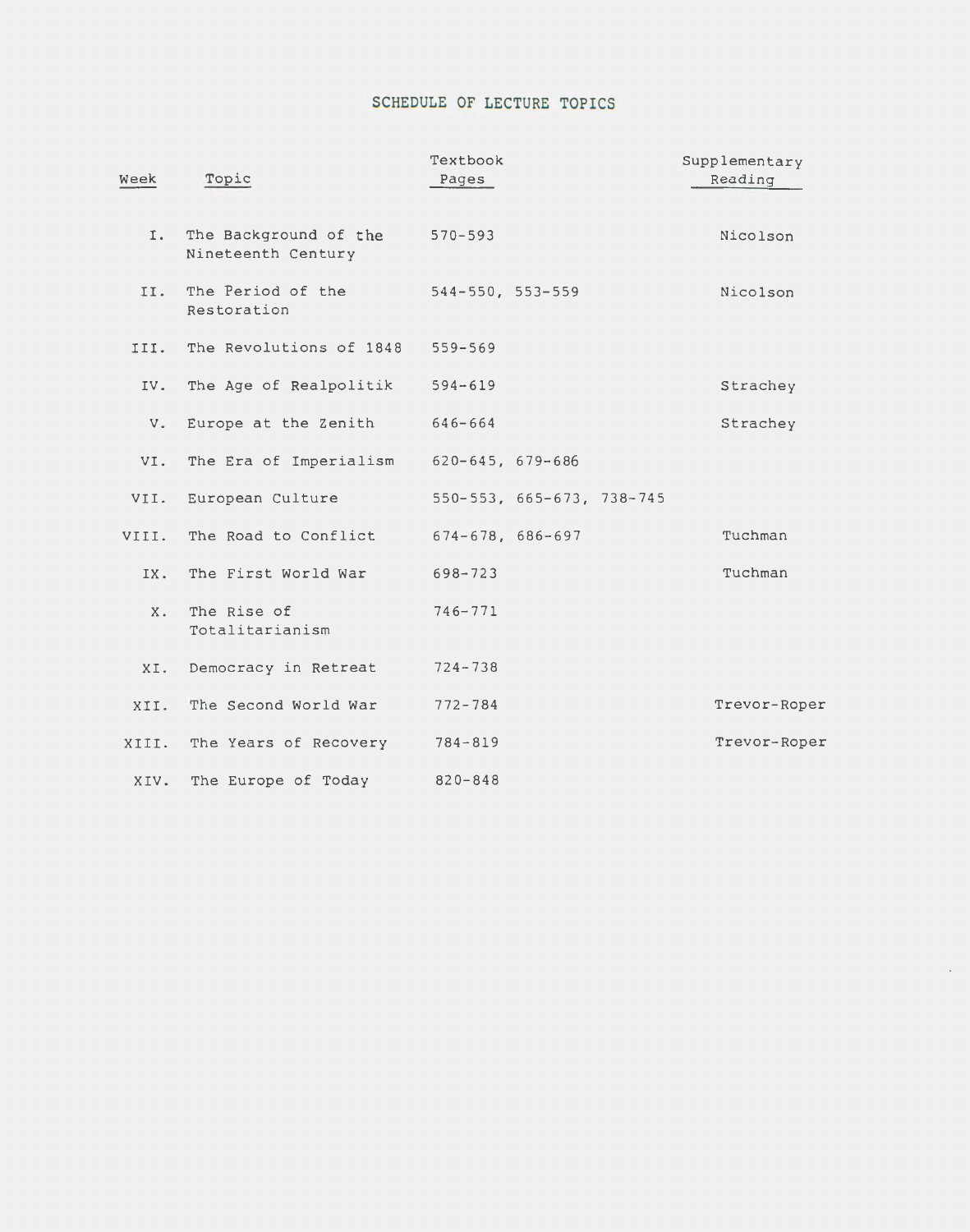# SCHEDULE OF LECTURE TOPICS

| Week | Topic | Textbook Pages | Supplementary Reading |
|---|---|---|---|
| I. | The Background of the Nineteenth Century | 570-593 | Nicolson |
| II. | The Period of the Restoration | 544-550, 553-559 | Nicolson |
| III. | The Revolutions of 1848 | 559-569 | |
| IV. | The Age of Realpolitik | 594-619 | Strachey |
| V. | Europe at the Zenith | 646-664 | Strachey |
| VI. | The Era of Imperialism | 620-645, 679-686 | |
| VII. | European Culture | 550-553, 665-673, 738-745 | |
| VIII. | The Road to Conflict | 674-678, 686-697 | Tuchman |
| IX. | The First World War | 698-723 | Tuchman |
| X. | The Rise of Totalitarianism | 746-771 | |
| XI. | Democracy in Retreat | 724-738 | |
| XII. | The Second World War | 772-784 | Trevor-Roper |
| XIII. | The Years of Recovery | 784-819 | Trevor-Roper |
| XIV. | The Europe of Today | 820-848 | |